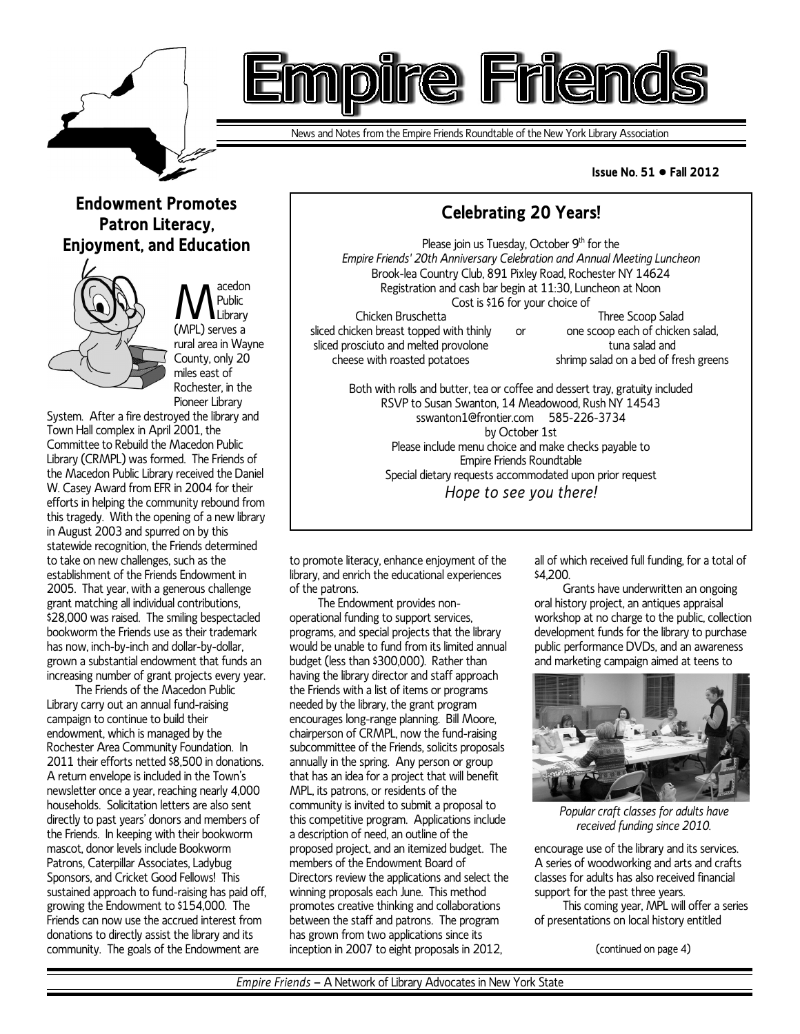# Empire Friends

News and Notes from the Empire Friends Roundtable of the New York Library Association

**Issue No. 51 • Fall 2012**

## Celebrating 20 Years!

Please join us Tuesday, October 9th for the
*Empire Friends' 20th Anniversary Celebration and Annual Meeting Luncheon*
Brook-lea Country Club, 891 Pixley Road, Rochester NY 14624
Registration and cash bar begin at 11:30, Luncheon at Noon
Cost is $16 for your choice of

| Chicken Bruschetta | | Three Scoop Salad |
|---|---|---|
| sliced chicken breast topped with thinly sliced prosciuto and melted provolone cheese with roasted potatoes | or | one scoop each of chicken salad, tuna salad and shrimp salad on a bed of fresh greens |

Both with rolls and butter, tea or coffee and dessert tray, gratuity included
RSVP to Susan Swanton, 14 Meadowood, Rush NY 14543
sswanton1@frontier.com 585-226-3734
by October 1st
Please include menu choice and make checks payable to
Empire Friends Roundtable
Special dietary requests accommodated upon prior request

*Hope to see you there!*

## Endowment Promotes Patron Literacy, Enjoyment, and Education

Macedon Public Library (MPL) serves a rural area in Wayne County, only 20 miles east of Rochester, in the Pioneer Library System. After a fire destroyed the library and Town Hall complex in April 2001, the Committee to Rebuild the Macedon Public Library (CRMPL) was formed. The Friends of the Macedon Public Library received the Daniel W. Casey Award from EFR in 2004 for their efforts in helping the community rebound from this tragedy. With the opening of a new library in August 2003 and spurred on by this statewide recognition, the Friends determined to take on new challenges, such as the establishment of the Friends Endowment in 2005. That year, with a generous challenge grant matching all individual contributions, $28,000 was raised. The smiling bespectacled bookworm the Friends use as their trademark has now, inch-by-inch and dollar-by-dollar, grown a substantial endowment that funds an increasing number of grant projects every year.

The Friends of the Macedon Public Library carry out an annual fund-raising campaign to continue to build their endowment, which is managed by the Rochester Area Community Foundation. In 2011 their efforts netted $8,500 in donations. A return envelope is included in the Town's newsletter once a year, reaching nearly 4,000 households. Solicitation letters are also sent directly to past years' donors and members of the Friends. In keeping with their bookworm mascot, donor levels include Bookworm Patrons, Caterpillar Associates, Ladybug Sponsors, and Cricket Good Fellows! This sustained approach to fund-raising has paid off, growing the Endowment to $154,000. The Friends can now use the accrued interest from donations to directly assist the library and its community. The goals of the Endowment are to promote literacy, enhance enjoyment of the library, and enrich the educational experiences of the patrons.

The Endowment provides non-operational funding to support services, programs, and special projects that the library would be unable to fund from its limited annual budget (less than $300,000). Rather than having the library director and staff approach the Friends with a list of items or programs needed by the library, the grant program encourages long-range planning. Bill Moore, chairperson of CRMPL, now the fund-raising subcommittee of the Friends, solicits proposals annually in the spring. Any person or group that has an idea for a project that will benefit MPL, its patrons, or residents of the community is invited to submit a proposal to this competitive program. Applications include a description of need, an outline of the proposed project, and an itemized budget. The members of the Endowment Board of Directors review the applications and select the winning proposals each June. This method promotes creative thinking and collaborations between the staff and patrons. The program has grown from two applications since its inception in 2007 to eight proposals in 2012, all of which received full funding, for a total of $4,200.

Grants have underwritten an ongoing oral history project, an antiques appraisal workshop at no charge to the public, collection development funds for the library to purchase public performance DVDs, and an awareness and marketing campaign aimed at teens to encourage use of the library and its services. A series of woodworking and arts and crafts classes for adults has also received financial support for the past three years.

*Popular craft classes for adults have received funding since 2010.*

This coming year, MPL will offer a series of presentations on local history entitled

(continued on page 4)

*Empire Friends* – A Network of Library Advocates in New York State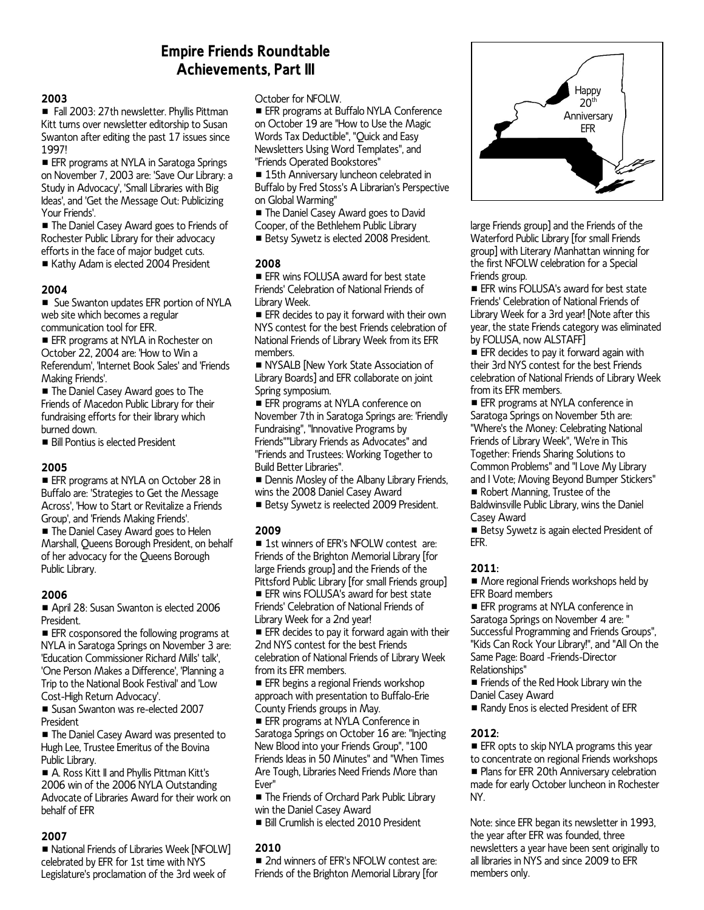# Empire Friends Roundtable Achievements, Part III

## 2003

- Fall 2003: 27th newsletter. Phyllis Pittman Kitt turns over newsletter editorship to Susan Swanton after editing the past 17 issues since 1997!
- EFR programs at NYLA in Saratoga Springs on November 7, 2003 are: 'Save Our Library: a Study in Advocacy', 'Small Libraries with Big Ideas', and 'Get the Message Out: Publicizing Your Friends'.
- The Daniel Casey Award goes to Friends of Rochester Public Library for their advocacy efforts in the face of major budget cuts.
- Kathy Adam is elected 2004 President

## 2004

- Sue Swanton updates EFR portion of NYLA web site which becomes a regular communication tool for EFR.
- EFR programs at NYLA in Rochester on October 22, 2004 are: 'How to Win a Referendum', 'Internet Book Sales' and 'Friends Making Friends'.
- The Daniel Casey Award goes to The Friends of Macedon Public Library for their fundraising efforts for their library which burned down.
- Bill Pontius is elected President

## 2005

- EFR programs at NYLA on October 28 in Buffalo are: 'Strategies to Get the Message Across', 'How to Start or Revitalize a Friends Group', and 'Friends Making Friends'.
- The Daniel Casey Award goes to Helen Marshall, Queens Borough President, on behalf of her advocacy for the Queens Borough Public Library.

## 2006

- April 28: Susan Swanton is elected 2006 President.
- EFR cosponsored the following programs at NYLA in Saratoga Springs on November 3 are: 'Education Commissioner Richard Mills' talk', 'One Person Makes a Difference', 'Planning a Trip to the National Book Festival' and 'Low Cost-High Return Advocacy'.
- Susan Swanton was re-elected 2007 President
- The Daniel Casey Award was presented to Hugh Lee, Trustee Emeritus of the Bovina Public Library.
- A. Ross Kitt II and Phyllis Pittman Kitt's 2006 win of the 2006 NYLA Outstanding Advocate of Libraries Award for their work on behalf of EFR

## 2007

- National Friends of Libraries Week [NFOLW] celebrated by EFR for 1st time with NYS Legislature's proclamation of the 3rd week of October for NFOLW.
- EFR programs at Buffalo NYLA Conference on October 19 are "How to Use the Magic Words Tax Deductible", "Quick and Easy Newsletters Using Word Templates", and "Friends Operated Bookstores"
- 15th Anniversary luncheon celebrated in Buffalo by Fred Stoss's A Librarian's Perspective on Global Warming"
- The Daniel Casey Award goes to David Cooper, of the Bethlehem Public Library
- Betsy Sywetz is elected 2008 President.

## 2008

- EFR wins FOLUSA award for best state Friends' Celebration of National Friends of Library Week.
- EFR decides to pay it forward with their own NYS contest for the best Friends celebration of National Friends of Library Week from its EFR members.
- NYSALB [New York State Association of Library Boards] and EFR collaborate on joint Spring symposium.
- EFR programs at NYLA conference on November 7th in Saratoga Springs are: 'Friendly Fundraising', "Innovative Programs by Friends""Library Friends as Advocates" and "Friends and Trustees: Working Together to Build Better Libraries".
- Dennis Mosley of the Albany Library Friends, wins the 2008 Daniel Casey Award
- Betsy Sywetz is reelected 2009 President.

## 2009

- 1st winners of EFR's NFOLW contest are: Friends of the Brighton Memorial Library [for large Friends group] and the Friends of the Pittsford Public Library [for small Friends group]
- EFR wins FOLUSA's award for best state Friends' Celebration of National Friends of Library Week for a 2nd year!
- EFR decides to pay it forward again with their 2nd NYS contest for the best Friends celebration of National Friends of Library Week from its EFR members.
- EFR begins a regional Friends workshop approach with presentation to Buffalo-Erie County Friends groups in May.
- EFR programs at NYLA Conference in Saratoga Springs on October 16 are: "Injecting New Blood into your Friends Group", "100 Friends Ideas in 50 Minutes" and "When Times Are Tough, Libraries Need Friends More than Ever"
- The Friends of Orchard Park Public Library win the Daniel Casey Award
- Bill Crumlish is elected 2010 President

## 2010

- 2nd winners of EFR's NFOLW contest are: Friends of the Brighton Memorial Library [for large Friends group] and the Friends of the Waterford Public Library [for small Friends group] with Literary Manhattan winning for the first NFOLW celebration for a Special Friends group.
- EFR wins FOLUSA's award for best state Friends' Celebration of National Friends of Library Week for a 3rd year! [Note after this year, the state Friends category was eliminated by FOLUSA, now ALTAFF]
- EFR decides to pay it forward again with their 3rd NYS contest for the best Friends celebration of National Friends of Library Week from its EFR members.
- EFR programs at NYLA conference in Saratoga Springs on November 5th are: "Where's the Money: Celebrating National Friends of Library Week", 'We're in This Together: Friends Sharing Solutions to Common Problems" and "I Love My Library and I Vote; Moving Beyond Bumper Stickers"
- Robert Manning, Trustee of the Baldwinsville Public Library, wins the Daniel Casey Award
- Betsy Sywetz is again elected President of EFR.

## 2011:

- More regional Friends workshops held by EFR Board members
- EFR programs at NYLA conference in Saratoga Springs on November 4 are: " Successful Programming and Friends Groups", "Kids Can Rock Your Library!", and "All On the Same Page: Board -Friends-Director Relationships"
- Friends of the Red Hook Library win the Daniel Casey Award
- Randy Enos is elected President of EFR

## 2012:

- EFR opts to skip NYLA programs this year to concentrate on regional Friends workshops
- Plans for EFR 20th Anniversary celebration made for early October luncheon in Rochester NY.

Note: since EFR began its newsletter in 1993, the year after EFR was founded, three newsletters a year have been sent originally to all libraries in NYS and since 2009 to EFR members only.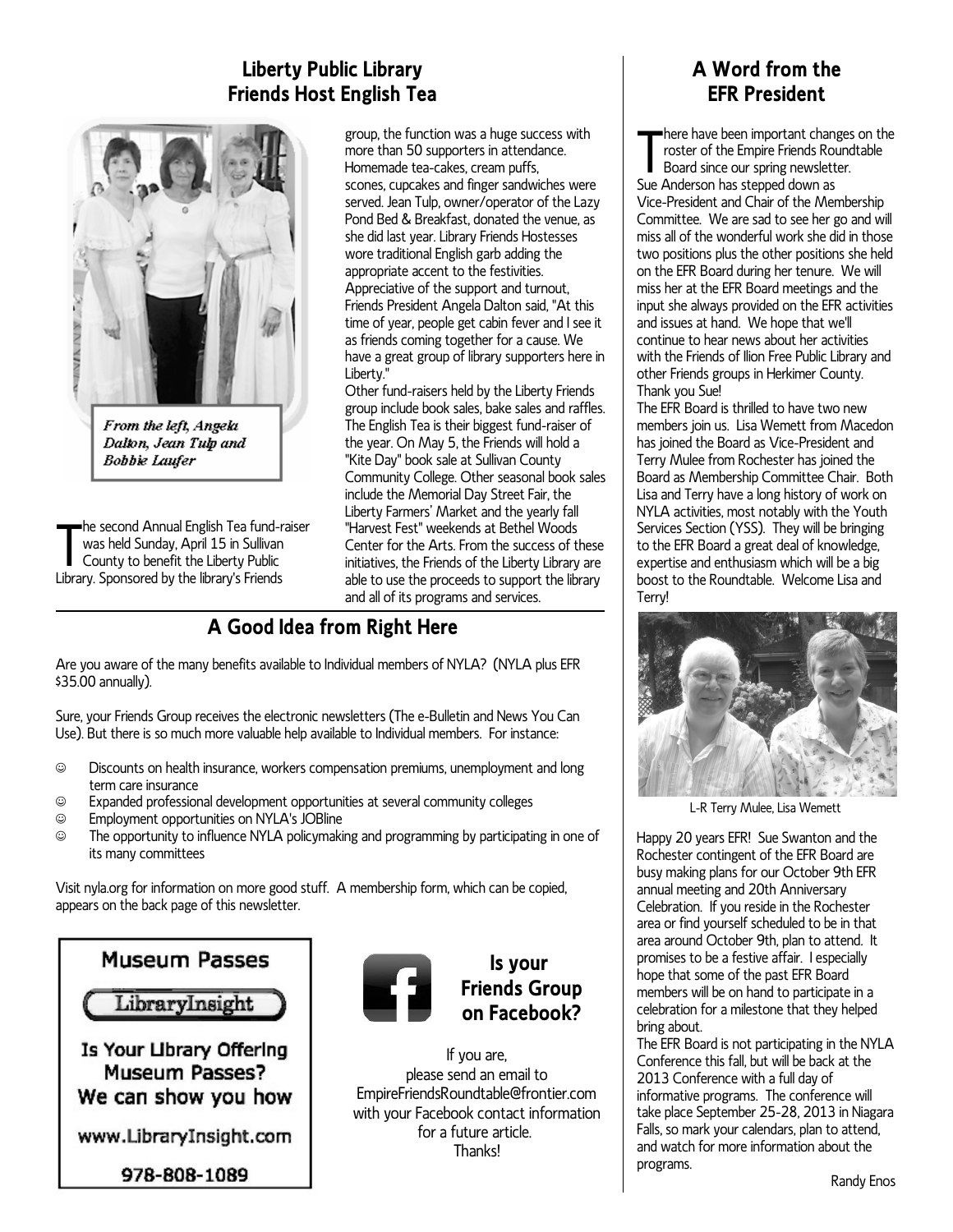## Liberty Public Library Friends Host English Tea

*From the left, Angela Dalton, Jean Tulp and Bobbie Laufer*

The second Annual English Tea fund-raiser was held Sunday, April 15 in Sullivan County to benefit the Liberty Public Library. Sponsored by the library's Friends group, the function was a huge success with more than 50 supporters in attendance. Homemade tea-cakes, cream puffs, scones, cupcakes and finger sandwiches were served. Jean Tulp, owner/operator of the Lazy Pond Bed & Breakfast, donated the venue, as she did last year. Library Friends Hostesses wore traditional English garb adding the appropriate accent to the festivities. Appreciative of the support and turnout, Friends President Angela Dalton said, "At this time of year, people get cabin fever and I see it as friends coming together for a cause. We have a great group of library supporters here in Liberty."

Other fund-raisers held by the Liberty Friends group include book sales, bake sales and raffles. The English Tea is their biggest fund-raiser of the year. On May 5, the Friends will hold a "Kite Day" book sale at Sullivan County Community College. Other seasonal book sales include the Memorial Day Street Fair, the Liberty Farmers' Market and the yearly fall "Harvest Fest" weekends at Bethel Woods Center for the Arts. From the success of these initiatives, the Friends of the Liberty Library are able to use the proceeds to support the library and all of its programs and services.

## A Good Idea from Right Here

Are you aware of the many benefits available to Individual members of NYLA? (NYLA plus EFR $35.00 annually).

Sure, your Friends Group receives the electronic newsletters (The e-Bulletin and News You Can Use). But there is so much more valuable help available to Individual members. For instance:

- ☺ Discounts on health insurance, workers compensation premiums, unemployment and long term care insurance
- ☺ Expanded professional development opportunities at several community colleges
- ☺ Employment opportunities on NYLA's JOBline
- ☺ The opportunity to influence NYLA policymaking and programming by participating in one of its many committees

Visit nyla.org for information on more good stuff. A membership form, which can be copied, appears on the back page of this newsletter.

**Museum Passes**

LibraryInsight

**Is Your Library Offering Museum Passes? We can show you how**

www.LibraryInsight.com

978-808-1089

### Is your Friends Group on Facebook?

If you are, please send an email to EmpireFriendsRoundtable@frontier.com with your Facebook contact information for a future article. Thanks!

## A Word from the EFR President

There have been important changes on the roster of the Empire Friends Roundtable Board since our spring newsletter. Sue Anderson has stepped down as Vice-President and Chair of the Membership Committee. We are sad to see her go and will miss all of the wonderful work she did in those two positions plus the other positions she held on the EFR Board during her tenure. We will miss her at the EFR Board meetings and the input she always provided on the EFR activities and issues at hand. We hope that we'll continue to hear news about her activities with the Friends of Ilion Free Public Library and other Friends groups in Herkimer County. Thank you Sue!

The EFR Board is thrilled to have two new members join us. Lisa Wemett from Macedon has joined the Board as Vice-President and Terry Mulee from Rochester has joined the Board as Membership Committee Chair. Both Lisa and Terry have a long history of work on NYLA activities, most notably with the Youth Services Section (YSS). They will be bringing to the EFR Board a great deal of knowledge, expertise and enthusiasm which will be a big boost to the Roundtable. Welcome Lisa and Terry!

L-R Terry Mulee, Lisa Wemett

Happy 20 years EFR! Sue Swanton and the Rochester contingent of the EFR Board are busy making plans for our October 9th EFR annual meeting and 20th Anniversary Celebration. If you reside in the Rochester area or find yourself scheduled to be in that area around October 9th, plan to attend. It promises to be a festive affair. I especially hope that some of the past EFR Board members will be on hand to participate in a celebration for a milestone that they helped bring about.

The EFR Board is not participating in the NYLA Conference this fall, but will be back at the 2013 Conference with a full day of informative programs. The conference will take place September 25-28, 2013 in Niagara Falls, so mark your calendars, plan to attend, and watch for more information about the programs.

Randy Enos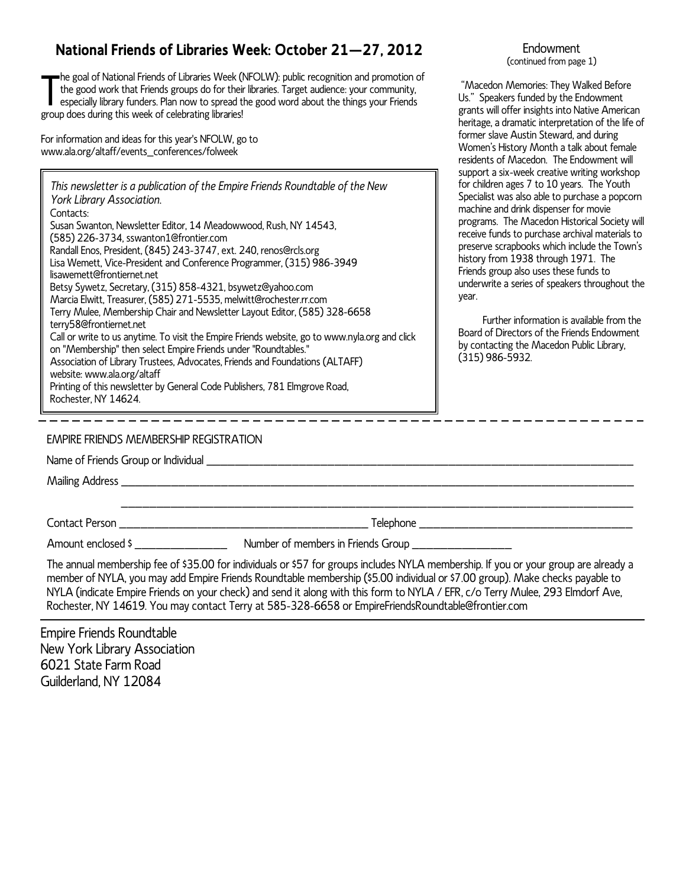## National Friends of Libraries Week: October 21—27, 2012

The goal of National Friends of Libraries Week (NFOLW): public recognition and promotion of the good work that Friends groups do for their libraries. Target audience: your community, especially library funders. Plan now to spread the good word about the things your Friends group does during this week of celebrating libraries!

For information and ideas for this year's NFOLW, go to www.ala.org/altaff/events_conferences/folweek

*This newsletter is a publication of the Empire Friends Roundtable of the New York Library Association.*

Contacts:

Susan Swanton, Newsletter Editor, 14 Meadowwood, Rush, NY 14543, (585) 226-3734, sswanton1@frontier.com

Randall Enos, President, (845) 243-3747, ext. 240, renos@rcls.org

Lisa Wemett, Vice-President and Conference Programmer, (315) 986-3949 lisawemett@frontiernet.net

Betsy Sywetz, Secretary, (315) 858-4321, bsywetz@yahoo.com

Marcia Elwitt, Treasurer, (585) 271-5535, melwitt@rochester.rr.com

Terry Mulee, Membership Chair and Newsletter Layout Editor, (585) 328-6658 terry58@frontiernet.net

Call or write to us anytime. To visit the Empire Friends website, go to www.nyla.org and click on "Membership" then select Empire Friends under "Roundtables."

Association of Library Trustees, Advocates, Friends and Foundations (ALTAFF) website: www.ala.org/altaff

Printing of this newsletter by General Code Publishers, 781 Elmgrove Road, Rochester, NY 14624.

### Endowment
(continued from page 1)

"Macedon Memories: They Walked Before Us." Speakers funded by the Endowment grants will offer insights into Native American heritage, a dramatic interpretation of the life of former slave Austin Steward, and during Women's History Month a talk about female residents of Macedon. The Endowment will support a six-week creative writing workshop for children ages 7 to 10 years. The Youth Specialist was also able to purchase a popcorn machine and drink dispenser for movie programs. The Macedon Historical Society will receive funds to purchase archival materials to preserve scrapbooks which include the Town's history from 1938 through 1971. The Friends group also uses these funds to underwrite a series of speakers throughout the year.

Further information is available from the Board of Directors of the Friends Endowment by contacting the Macedon Public Library, (315) 986-5932.

---

EMPIRE FRIENDS MEMBERSHIP REGISTRATION

Name of Friends Group or Individual ______________________________

Mailing Address ______________________________

______________________________

Contact Person ______________________ Telephone ______________________

Amount enclosed $ ____________ Number of members in Friends Group ____________

The annual membership fee of $35.00 for individuals or $57 for groups includes NYLA membership. If you or your group are already a member of NYLA, you may add Empire Friends Roundtable membership ($5.00 individual or $7.00 group). Make checks payable to NYLA (indicate Empire Friends on your check) and send it along with this form to NYLA / EFR, c/o Terry Mulee, 293 Elmdorf Ave, Rochester, NY 14619. You may contact Terry at 585-328-6658 or EmpireFriendsRoundtable@frontier.com

---

Empire Friends Roundtable
New York Library Association
6021 State Farm Road
Guilderland, NY 12084